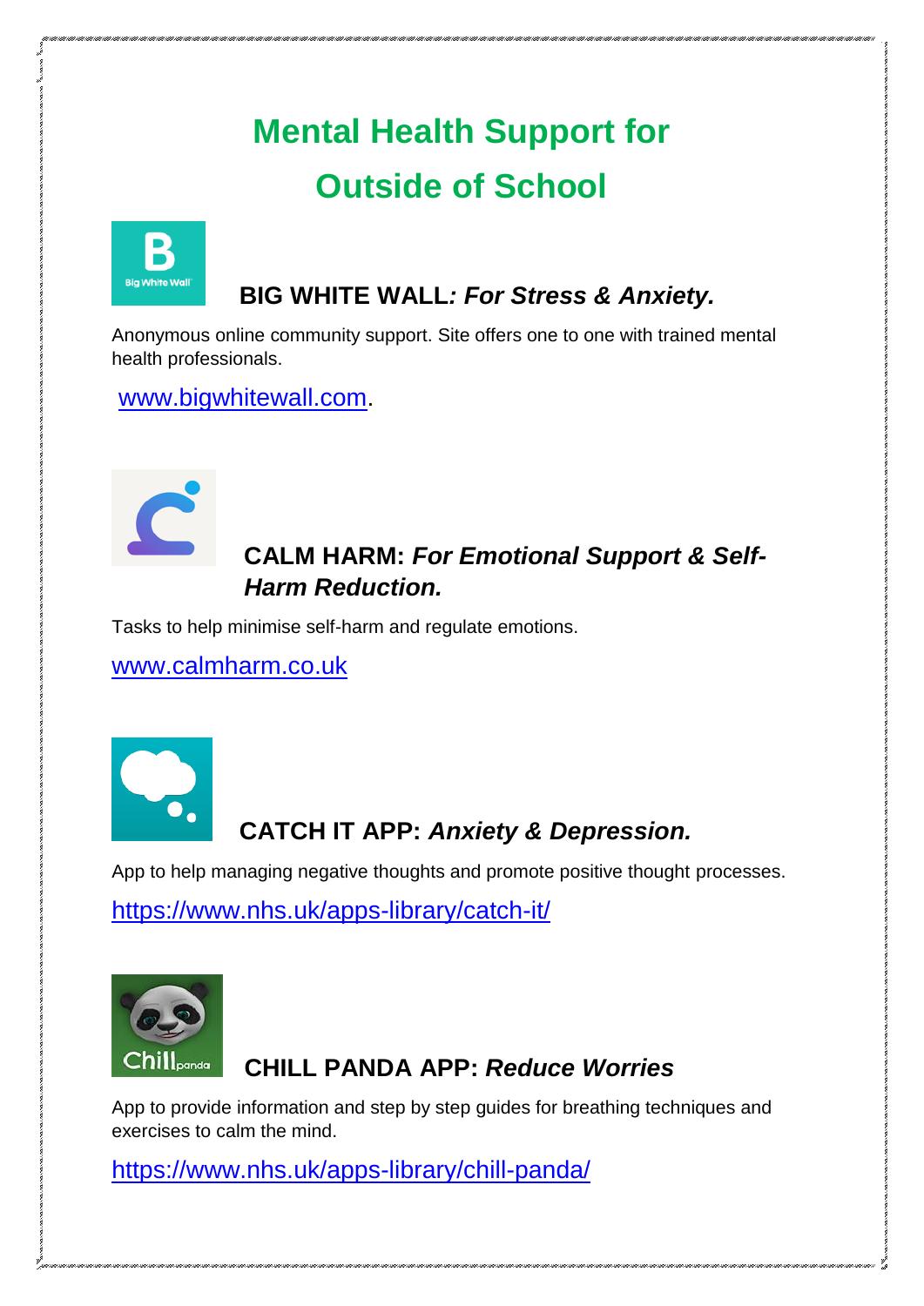# Mental Health Support for Outside of School

### BIG WHITE WALL*: For Stress & Anxiety.*

Anonymous online community support. Site offers one to one with trained mental health professionals.

www.bigwhitewall.com.

### CALM HARM: *For Emotional Support & Self-Harm Reduction.*

Tasks to help minimise self-harm and regulate emotions.

www.calmharm.co.uk

### CATCH IT APP: *Anxiety & Depression.*

App to help managing negative thoughts and promote positive thought processes.

https://www.nhs.uk/apps-library/catch-it/

### CHILL PANDA APP: *Reduce Worries*

App to provide information and step by step guides for breathing techniques and exercises to calm the mind.

https://www.nhs.uk/apps-library/chill-panda/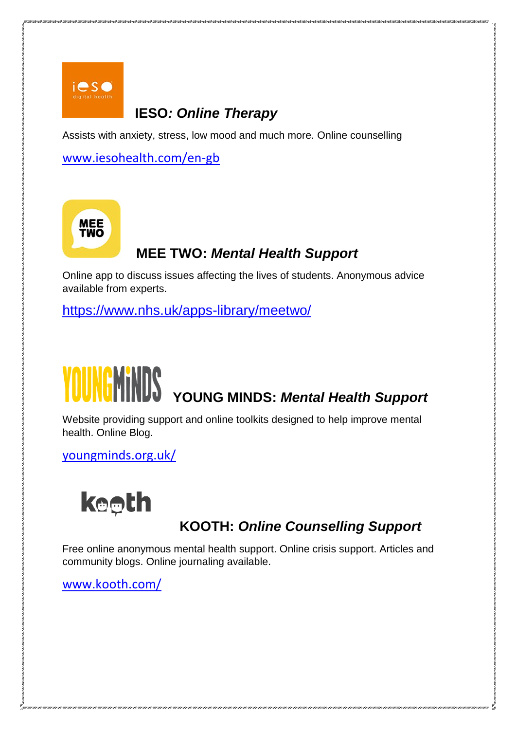## IESO*: Online Therapy*

Assists with anxiety, stress, low mood and much more. Online counselling

www.iesohealth.com/en-gb

## MEE TWO: *Mental Health Support*

Online app to discuss issues affecting the lives of students. Anonymous advice available from experts.

https://www.nhs.uk/apps-library/meetwo/

## YOUNG MINDS: *Mental Health Support*

Website providing support and online toolkits designed to help improve mental health. Online Blog.

youngminds.org.uk/

## KOOTH: *Online Counselling Support*

Free online anonymous mental health support. Online crisis support. Articles and community blogs. Online journaling available.

www.kooth.com/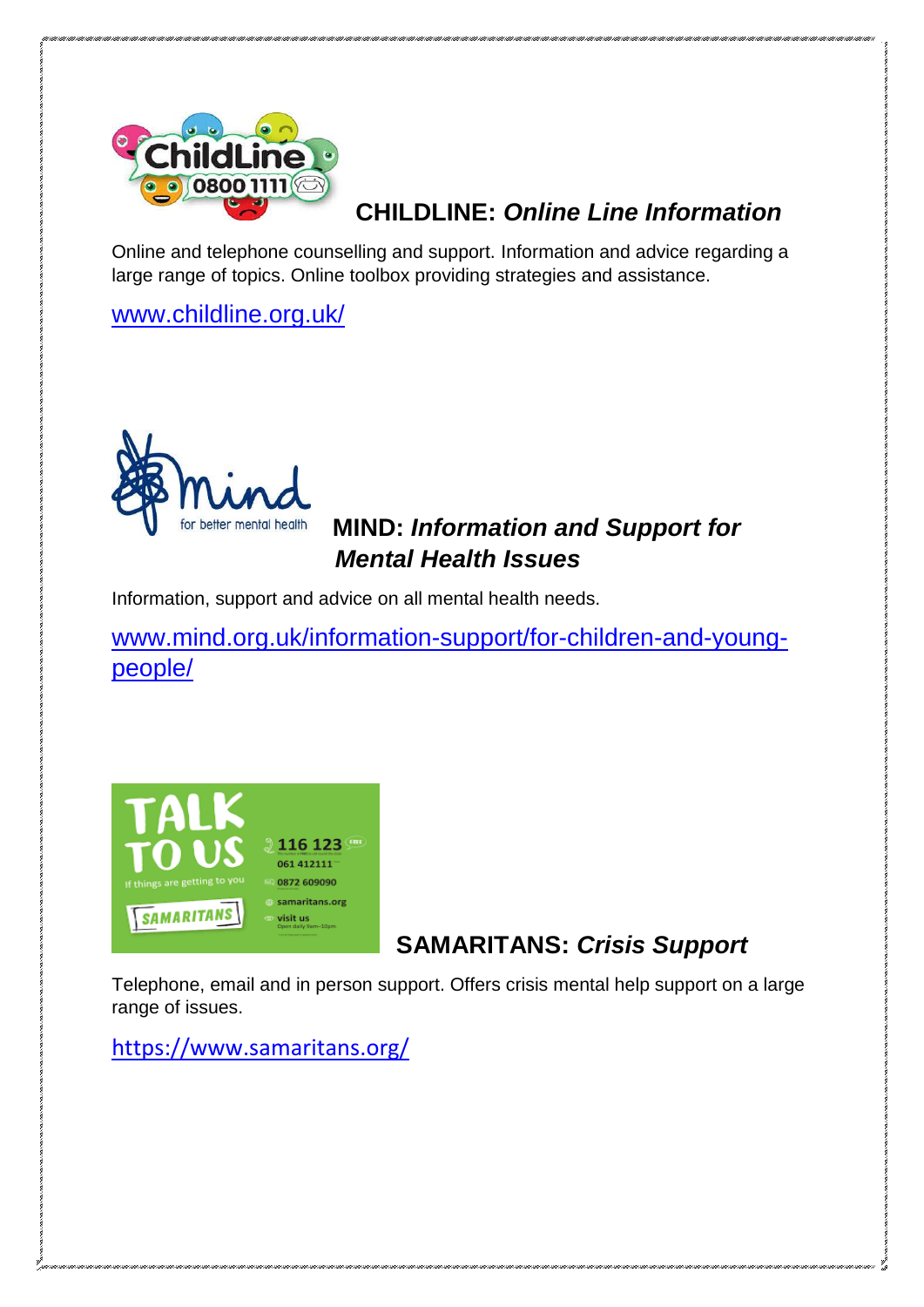## CHILDLINE: *Online Line Information*

Online and telephone counselling and support. Information and advice regarding a large range of topics. Online toolbox providing strategies and assistance.

www.childline.org.uk/

## MIND: *Information and Support for Mental Health Issues*

Information, support and advice on all mental health needs.

www.mind.org.uk/information-support/for-children-and-young-people/

## SAMARITANS: *Crisis Support*

Telephone, email and in person support. Offers crisis mental help support on a large range of issues.

https://www.samaritans.org/